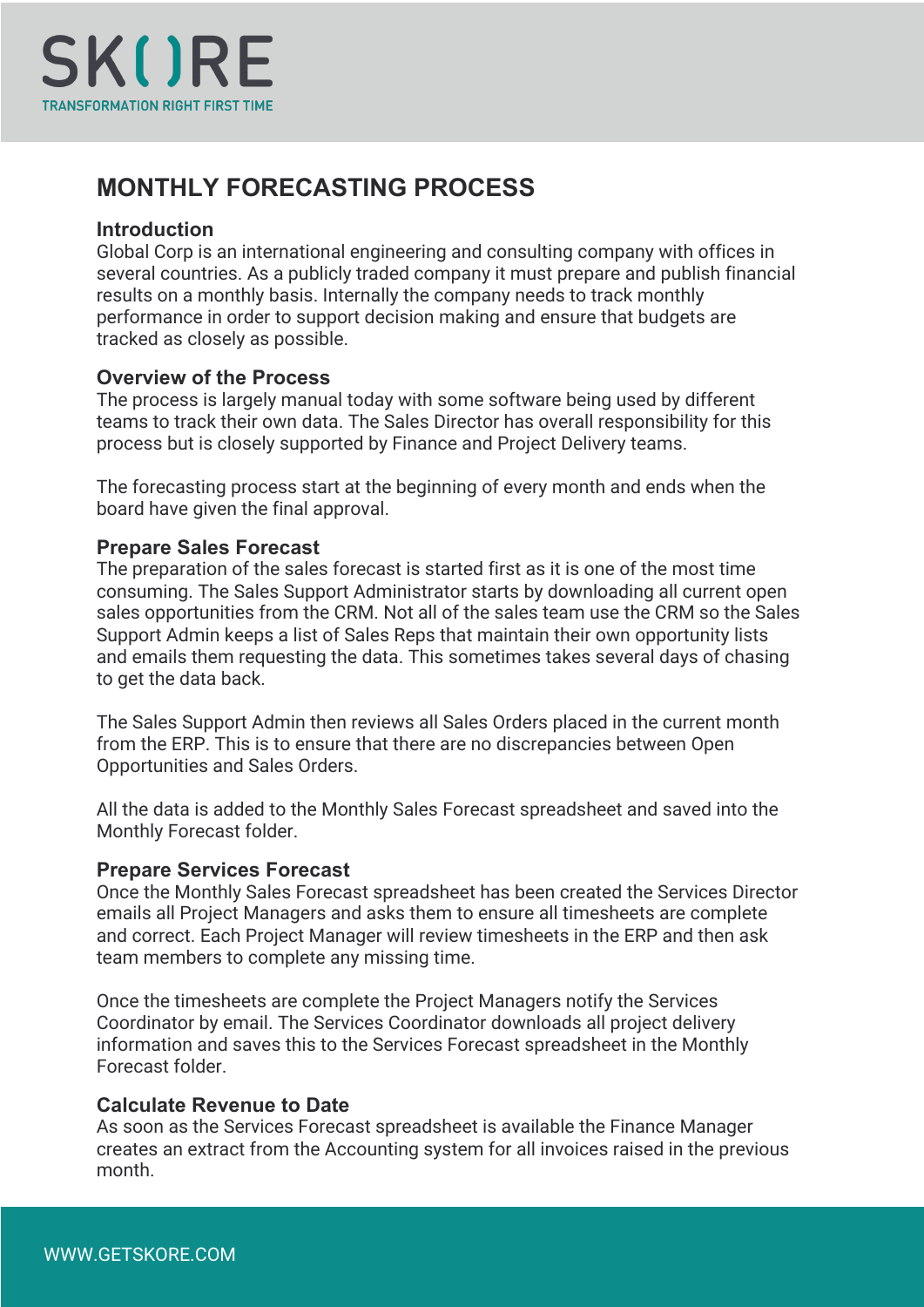# MONTHLY FORECASTING PROCESS

## Introduction

Global Corp is an international engineering and consulting company with offices in several countries. As a publicly traded company it must prepare and publish financial results on a monthly basis. Internally the company needs to track monthly performance in order to support decision making and ensure that budgets are tracked as closely as possible.

## Overview of the Process

The process is largely manual today with some software being used by different teams to track their own data. The Sales Director has overall responsibility for this process but is closely supported by Finance and Project Delivery teams.

The forecasting process start at the beginning of every month and ends when the board have given the final approval.

## Prepare Sales Forecast

The preparation of the sales forecast is started first as it is one of the most time consuming. The Sales Support Administrator starts by downloading all current open sales opportunities from the CRM. Not all of the sales team use the CRM so the Sales Support Admin keeps a list of Sales Reps that maintain their own opportunity lists and emails them requesting the data. This sometimes takes several days of chasing to get the data back.

The Sales Support Admin then reviews all Sales Orders placed in the current month from the ERP. This is to ensure that there are no discrepancies between Open Opportunities and Sales Orders.

All the data is added to the Monthly Sales Forecast spreadsheet and saved into the Monthly Forecast folder.

## Prepare Services Forecast

Once the Monthly Sales Forecast spreadsheet has been created the Services Director emails all Project Managers and asks them to ensure all timesheets are complete and correct. Each Project Manager will review timesheets in the ERP and then ask team members to complete any missing time.

Once the timesheets are complete the Project Managers notify the Services Coordinator by email. The Services Coordinator downloads all project delivery information and saves this to the Services Forecast spreadsheet in the Monthly Forecast folder.

## Calculate Revenue to Date

As soon as the Services Forecast spreadsheet is available the Finance Manager creates an extract from the Accounting system for all invoices raised in the previous month.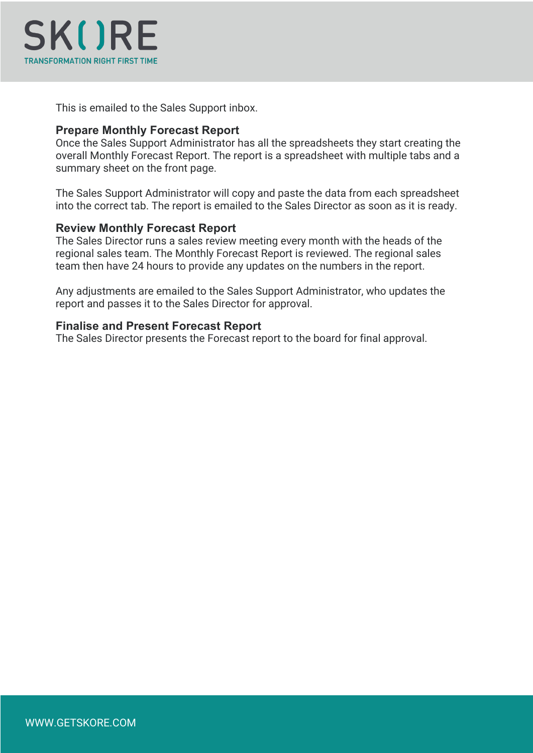This is emailed to the Sales Support inbox.

### Prepare Monthly Forecast Report

Once the Sales Support Administrator has all the spreadsheets they start creating the overall Monthly Forecast Report. The report is a spreadsheet with multiple tabs and a summary sheet on the front page.

The Sales Support Administrator will copy and paste the data from each spreadsheet into the correct tab. The report is emailed to the Sales Director as soon as it is ready.

### Review Monthly Forecast Report

The Sales Director runs a sales review meeting every month with the heads of the regional sales team. The Monthly Forecast Report is reviewed. The regional sales team then have 24 hours to provide any updates on the numbers in the report.

Any adjustments are emailed to the Sales Support Administrator, who updates the report and passes it to the Sales Director for approval.

### Finalise and Present Forecast Report

The Sales Director presents the Forecast report to the board for final approval.